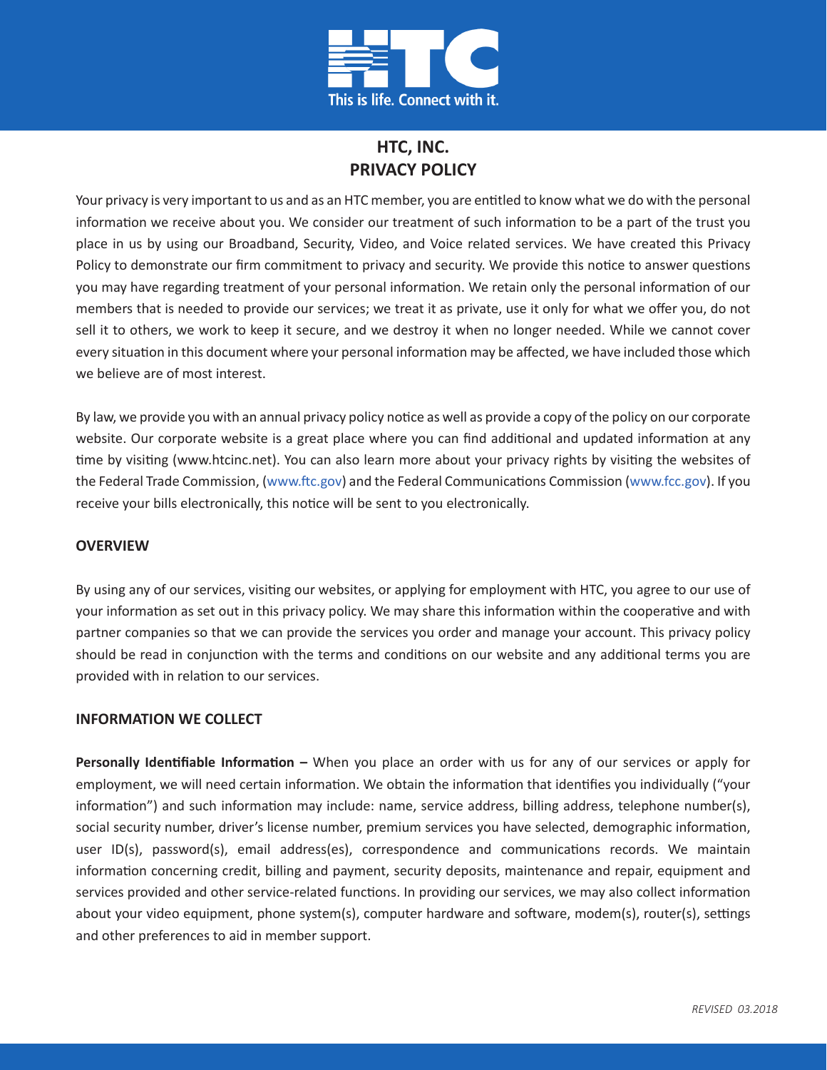# HTC, INC.
# PRIVACY POLICY

Your privacy is very important to us and as an HTC member, you are entitled to know what we do with the personal information we receive about you. We consider our treatment of such information to be a part of the trust you place in us by using our Broadband, Security, Video, and Voice related services. We have created this Privacy Policy to demonstrate our firm commitment to privacy and security. We provide this notice to answer questions you may have regarding treatment of your personal information. We retain only the personal information of our members that is needed to provide our services; we treat it as private, use it only for what we offer you, do not sell it to others, we work to keep it secure, and we destroy it when no longer needed. While we cannot cover every situation in this document where your personal information may be affected, we have included those which we believe are of most interest.

By law, we provide you with an annual privacy policy notice as well as provide a copy of the policy on our corporate website. Our corporate website is a great place where you can find additional and updated information at any time by visiting (www.htcinc.net). You can also learn more about your privacy rights by visiting the websites of the Federal Trade Commission, (www.ftc.gov) and the Federal Communications Commission (www.fcc.gov). If you receive your bills electronically, this notice will be sent to you electronically.

## OVERVIEW

By using any of our services, visiting our websites, or applying for employment with HTC, you agree to our use of your information as set out in this privacy policy. We may share this information within the cooperative and with partner companies so that we can provide the services you order and manage your account. This privacy policy should be read in conjunction with the terms and conditions on our website and any additional terms you are provided with in relation to our services.

## INFORMATION WE COLLECT

**Personally Identifiable Information –** When you place an order with us for any of our services or apply for employment, we will need certain information. We obtain the information that identifies you individually ("your information") and such information may include: name, service address, billing address, telephone number(s), social security number, driver's license number, premium services you have selected, demographic information, user ID(s), password(s), email address(es), correspondence and communications records. We maintain information concerning credit, billing and payment, security deposits, maintenance and repair, equipment and services provided and other service-related functions. In providing our services, we may also collect information about your video equipment, phone system(s), computer hardware and software, modem(s), router(s), settings and other preferences to aid in member support.

*REVISED 03.2018*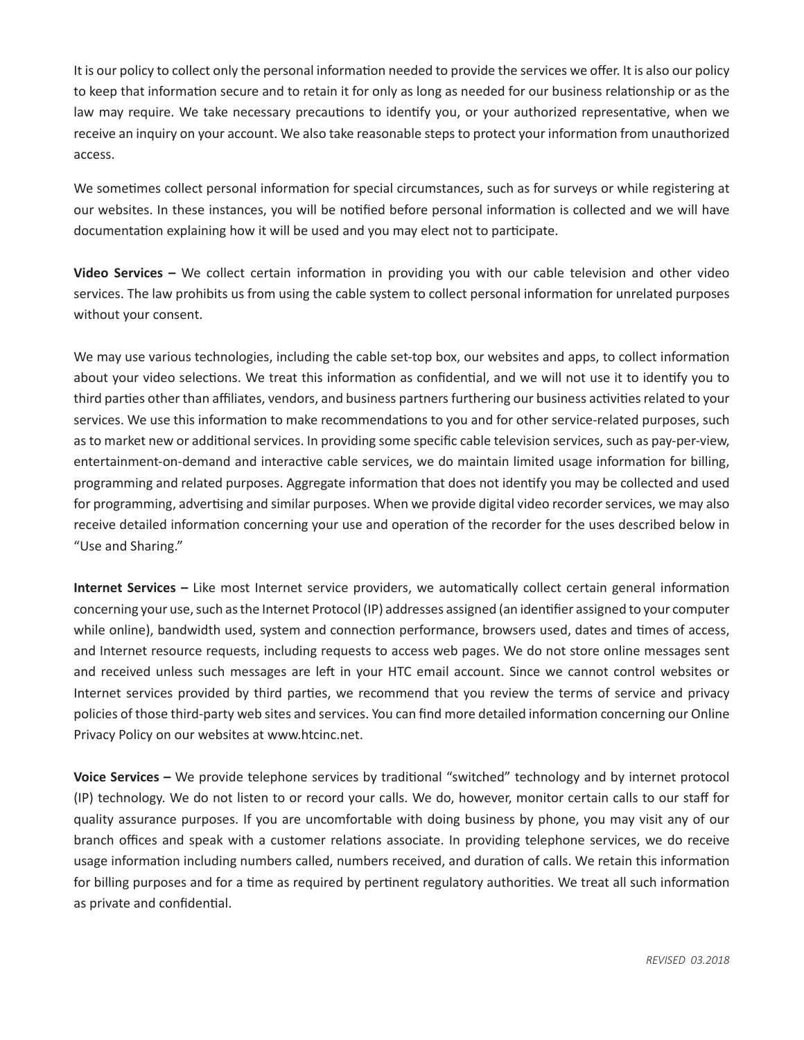It is our policy to collect only the personal information needed to provide the services we offer. It is also our policy to keep that information secure and to retain it for only as long as needed for our business relationship or as the law may require. We take necessary precautions to identify you, or your authorized representative, when we receive an inquiry on your account. We also take reasonable steps to protect your information from unauthorized access.

We sometimes collect personal information for special circumstances, such as for surveys or while registering at our websites. In these instances, you will be notified before personal information is collected and we will have documentation explaining how it will be used and you may elect not to participate.

**Video Services –** We collect certain information in providing you with our cable television and other video services. The law prohibits us from using the cable system to collect personal information for unrelated purposes without your consent.

We may use various technologies, including the cable set-top box, our websites and apps, to collect information about your video selections. We treat this information as confidential, and we will not use it to identify you to third parties other than affiliates, vendors, and business partners furthering our business activities related to your services. We use this information to make recommendations to you and for other service-related purposes, such as to market new or additional services. In providing some specific cable television services, such as pay-per-view, entertainment-on-demand and interactive cable services, we do maintain limited usage information for billing, programming and related purposes. Aggregate information that does not identify you may be collected and used for programming, advertising and similar purposes. When we provide digital video recorder services, we may also receive detailed information concerning your use and operation of the recorder for the uses described below in "Use and Sharing."

**Internet Services –** Like most Internet service providers, we automatically collect certain general information concerning your use, such as the Internet Protocol (IP) addresses assigned (an identifier assigned to your computer while online), bandwidth used, system and connection performance, browsers used, dates and times of access, and Internet resource requests, including requests to access web pages. We do not store online messages sent and received unless such messages are left in your HTC email account. Since we cannot control websites or Internet services provided by third parties, we recommend that you review the terms of service and privacy policies of those third-party web sites and services. You can find more detailed information concerning our Online Privacy Policy on our websites at www.htcinc.net.

**Voice Services –** We provide telephone services by traditional "switched" technology and by internet protocol (IP) technology. We do not listen to or record your calls. We do, however, monitor certain calls to our staff for quality assurance purposes. If you are uncomfortable with doing business by phone, you may visit any of our branch offices and speak with a customer relations associate. In providing telephone services, we do receive usage information including numbers called, numbers received, and duration of calls. We retain this information for billing purposes and for a time as required by pertinent regulatory authorities. We treat all such information as private and confidential.

*REVISED 03.2018*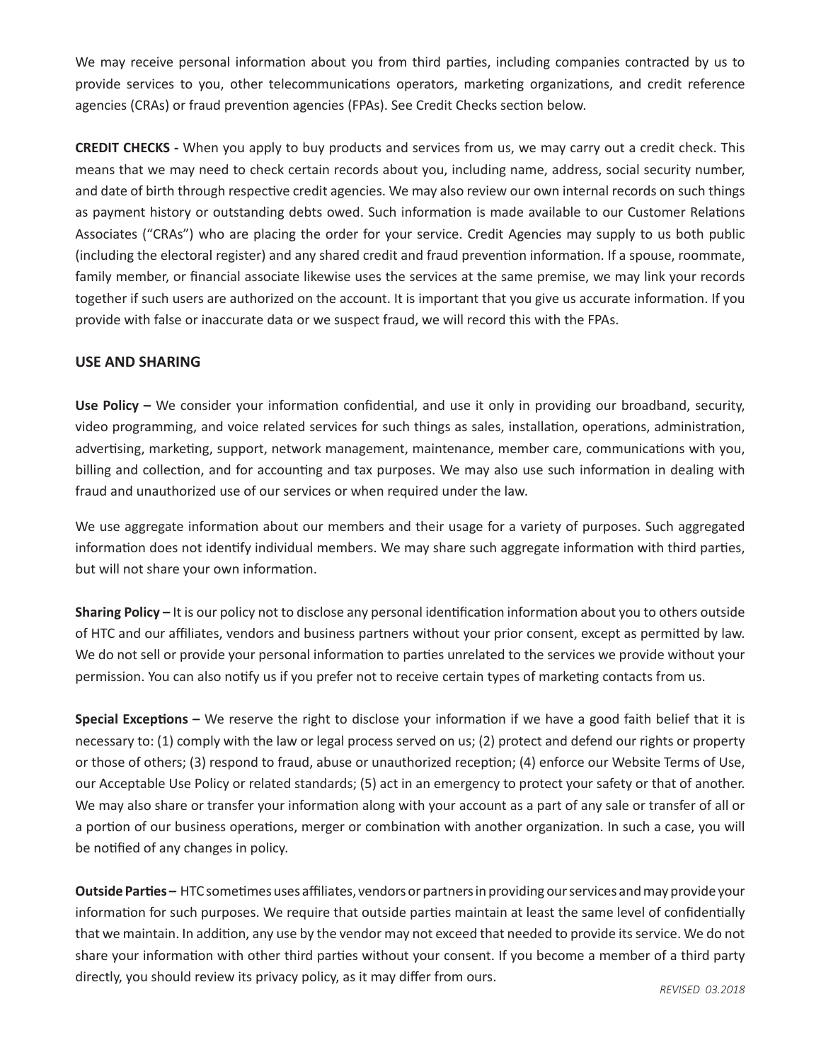We may receive personal information about you from third parties, including companies contracted by us to provide services to you, other telecommunications operators, marketing organizations, and credit reference agencies (CRAs) or fraud prevention agencies (FPAs). See Credit Checks section below.

**CREDIT CHECKS -** When you apply to buy products and services from us, we may carry out a credit check. This means that we may need to check certain records about you, including name, address, social security number, and date of birth through respective credit agencies. We may also review our own internal records on such things as payment history or outstanding debts owed. Such information is made available to our Customer Relations Associates ("CRAs") who are placing the order for your service. Credit Agencies may supply to us both public (including the electoral register) and any shared credit and fraud prevention information. If a spouse, roommate, family member, or financial associate likewise uses the services at the same premise, we may link your records together if such users are authorized on the account. It is important that you give us accurate information. If you provide with false or inaccurate data or we suspect fraud, we will record this with the FPAs.

## USE AND SHARING

**Use Policy –** We consider your information confidential, and use it only in providing our broadband, security, video programming, and voice related services for such things as sales, installation, operations, administration, advertising, marketing, support, network management, maintenance, member care, communications with you, billing and collection, and for accounting and tax purposes. We may also use such information in dealing with fraud and unauthorized use of our services or when required under the law.

We use aggregate information about our members and their usage for a variety of purposes. Such aggregated information does not identify individual members. We may share such aggregate information with third parties, but will not share your own information.

**Sharing Policy –** It is our policy not to disclose any personal identification information about you to others outside of HTC and our affiliates, vendors and business partners without your prior consent, except as permitted by law. We do not sell or provide your personal information to parties unrelated to the services we provide without your permission. You can also notify us if you prefer not to receive certain types of marketing contacts from us.

**Special Exceptions –** We reserve the right to disclose your information if we have a good faith belief that it is necessary to: (1) comply with the law or legal process served on us; (2) protect and defend our rights or property or those of others; (3) respond to fraud, abuse or unauthorized reception; (4) enforce our Website Terms of Use, our Acceptable Use Policy or related standards; (5) act in an emergency to protect your safety or that of another. We may also share or transfer your information along with your account as a part of any sale or transfer of all or a portion of our business operations, merger or combination with another organization. In such a case, you will be notified of any changes in policy.

**Outside Parties –** HTC sometimes uses affiliates, vendors or partners in providing our services and may provide your information for such purposes. We require that outside parties maintain at least the same level of confidentially that we maintain. In addition, any use by the vendor may not exceed that needed to provide its service. We do not share your information with other third parties without your consent. If you become a member of a third party directly, you should review its privacy policy, as it may differ from ours.

*REVISED 03.2018*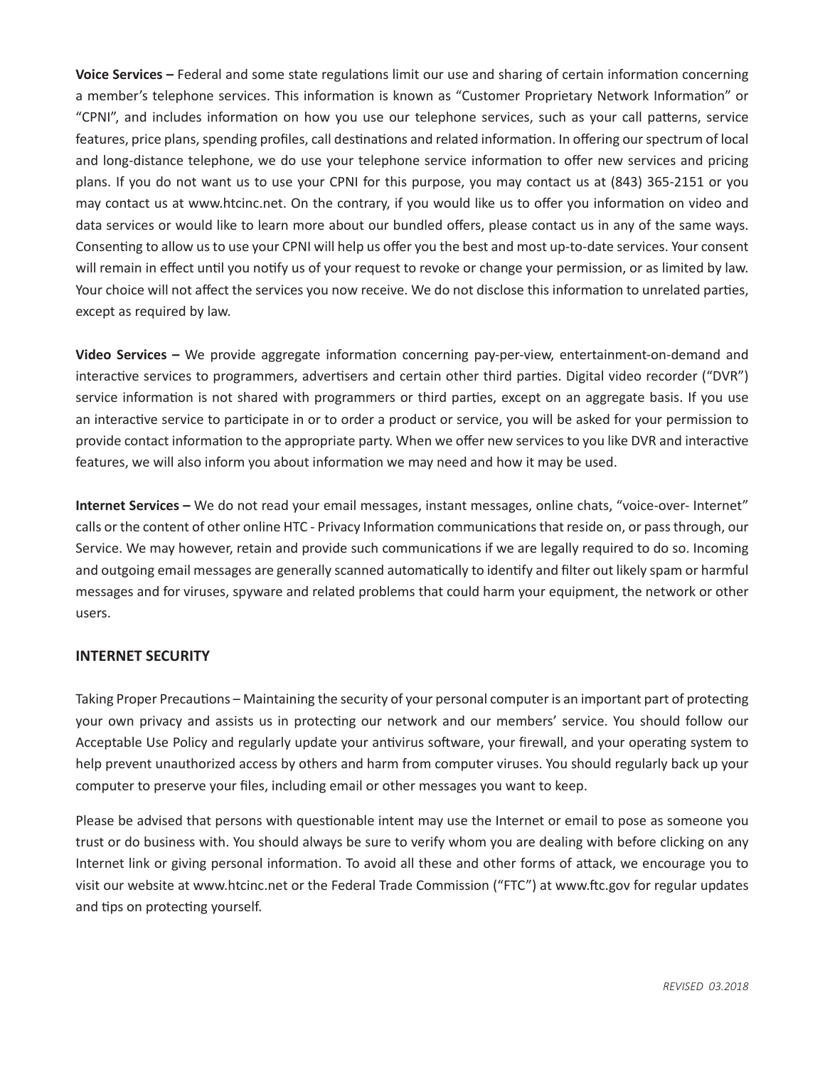**Voice Services –** Federal and some state regulations limit our use and sharing of certain information concerning a member's telephone services. This information is known as "Customer Proprietary Network Information" or "CPNI", and includes information on how you use our telephone services, such as your call patterns, service features, price plans, spending profiles, call destinations and related information. In offering our spectrum of local and long-distance telephone, we do use your telephone service information to offer new services and pricing plans. If you do not want us to use your CPNI for this purpose, you may contact us at (843) 365-2151 or you may contact us at www.htcinc.net. On the contrary, if you would like us to offer you information on video and data services or would like to learn more about our bundled offers, please contact us in any of the same ways. Consenting to allow us to use your CPNI will help us offer you the best and most up-to-date services. Your consent will remain in effect until you notify us of your request to revoke or change your permission, or as limited by law. Your choice will not affect the services you now receive. We do not disclose this information to unrelated parties, except as required by law.

**Video Services –** We provide aggregate information concerning pay-per-view, entertainment-on-demand and interactive services to programmers, advertisers and certain other third parties. Digital video recorder ("DVR") service information is not shared with programmers or third parties, except on an aggregate basis. If you use an interactive service to participate in or to order a product or service, you will be asked for your permission to provide contact information to the appropriate party. When we offer new services to you like DVR and interactive features, we will also inform you about information we may need and how it may be used.

**Internet Services –** We do not read your email messages, instant messages, online chats, "voice-over- Internet" calls or the content of other online HTC - Privacy Information communications that reside on, or pass through, our Service. We may however, retain and provide such communications if we are legally required to do so. Incoming and outgoing email messages are generally scanned automatically to identify and filter out likely spam or harmful messages and for viruses, spyware and related problems that could harm your equipment, the network or other users.

## INTERNET SECURITY

Taking Proper Precautions – Maintaining the security of your personal computer is an important part of protecting your own privacy and assists us in protecting our network and our members' service. You should follow our Acceptable Use Policy and regularly update your antivirus software, your firewall, and your operating system to help prevent unauthorized access by others and harm from computer viruses. You should regularly back up your computer to preserve your files, including email or other messages you want to keep.

Please be advised that persons with questionable intent may use the Internet or email to pose as someone you trust or do business with. You should always be sure to verify whom you are dealing with before clicking on any Internet link or giving personal information. To avoid all these and other forms of attack, we encourage you to visit our website at www.htcinc.net or the Federal Trade Commission ("FTC") at www.ftc.gov for regular updates and tips on protecting yourself.

*REVISED 03.2018*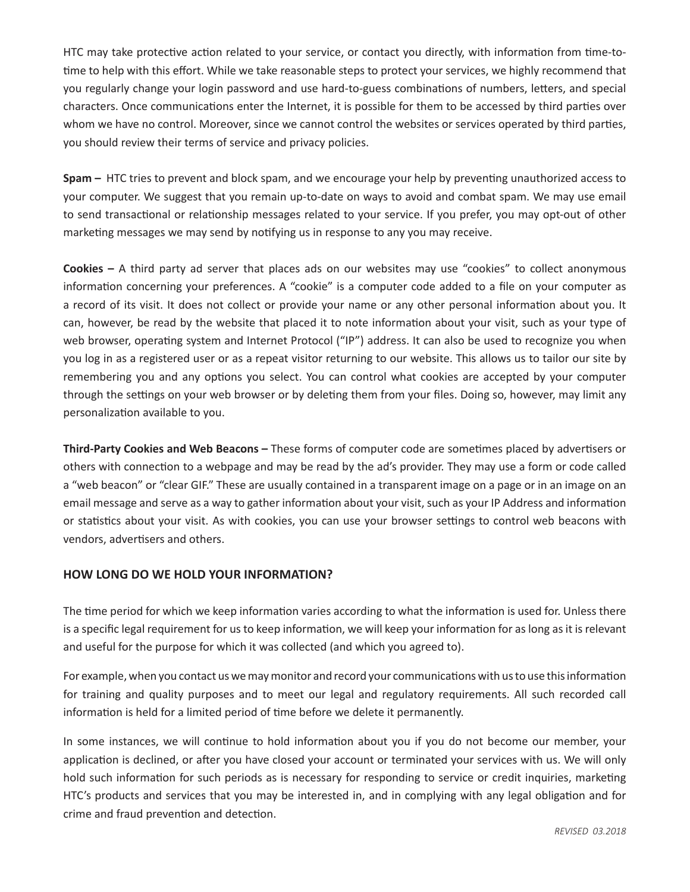HTC may take protective action related to your service, or contact you directly, with information from time-to-time to help with this effort. While we take reasonable steps to protect your services, we highly recommend that you regularly change your login password and use hard-to-guess combinations of numbers, letters, and special characters. Once communications enter the Internet, it is possible for them to be accessed by third parties over whom we have no control. Moreover, since we cannot control the websites or services operated by third parties, you should review their terms of service and privacy policies.

**Spam –** HTC tries to prevent and block spam, and we encourage your help by preventing unauthorized access to your computer. We suggest that you remain up-to-date on ways to avoid and combat spam. We may use email to send transactional or relationship messages related to your service. If you prefer, you may opt-out of other marketing messages we may send by notifying us in response to any you may receive.

**Cookies –** A third party ad server that places ads on our websites may use "cookies" to collect anonymous information concerning your preferences. A "cookie" is a computer code added to a file on your computer as a record of its visit. It does not collect or provide your name or any other personal information about you. It can, however, be read by the website that placed it to note information about your visit, such as your type of web browser, operating system and Internet Protocol ("IP") address. It can also be used to recognize you when you log in as a registered user or as a repeat visitor returning to our website. This allows us to tailor our site by remembering you and any options you select. You can control what cookies are accepted by your computer through the settings on your web browser or by deleting them from your files. Doing so, however, may limit any personalization available to you.

**Third-Party Cookies and Web Beacons –** These forms of computer code are sometimes placed by advertisers or others with connection to a webpage and may be read by the ad's provider. They may use a form or code called a "web beacon" or "clear GIF." These are usually contained in a transparent image on a page or in an image on an email message and serve as a way to gather information about your visit, such as your IP Address and information or statistics about your visit. As with cookies, you can use your browser settings to control web beacons with vendors, advertisers and others.

## HOW LONG DO WE HOLD YOUR INFORMATION?

The time period for which we keep information varies according to what the information is used for. Unless there is a specific legal requirement for us to keep information, we will keep your information for as long as it is relevant and useful for the purpose for which it was collected (and which you agreed to).

For example, when you contact us we may monitor and record your communications with us to use this information for training and quality purposes and to meet our legal and regulatory requirements. All such recorded call information is held for a limited period of time before we delete it permanently.

In some instances, we will continue to hold information about you if you do not become our member, your application is declined, or after you have closed your account or terminated your services with us. We will only hold such information for such periods as is necessary for responding to service or credit inquiries, marketing HTC's products and services that you may be interested in, and in complying with any legal obligation and for crime and fraud prevention and detection.

*REVISED 03.2018*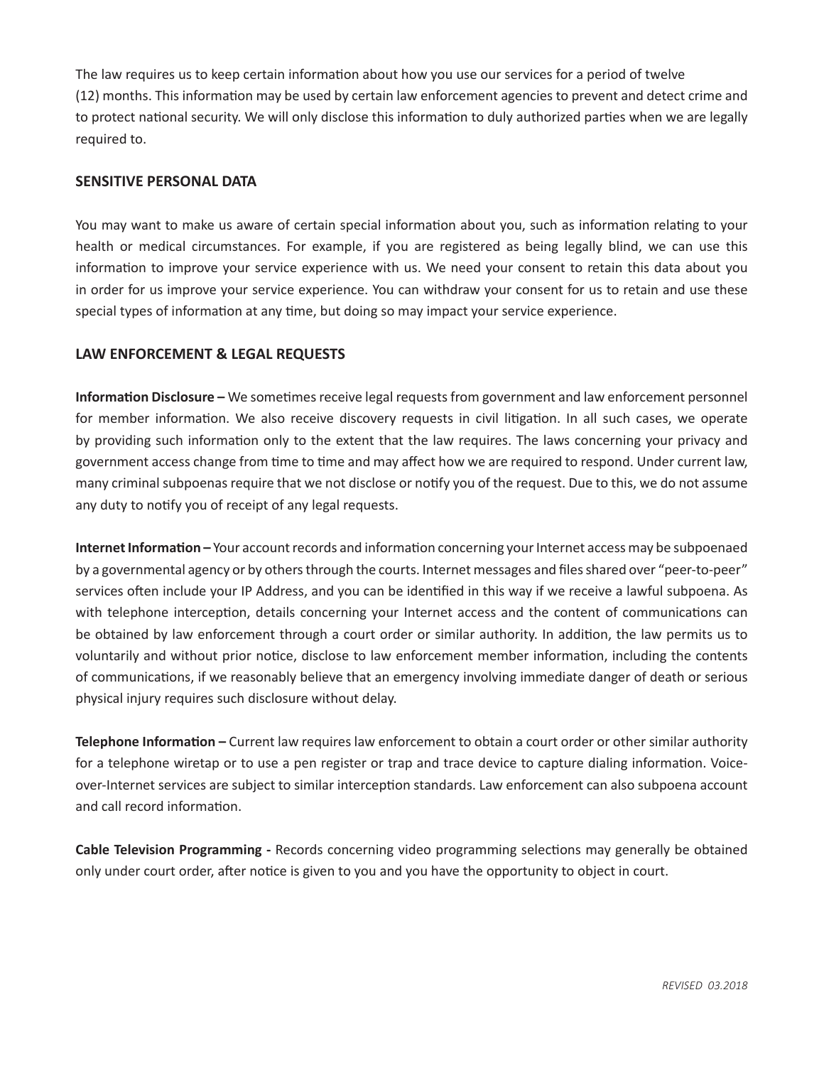The law requires us to keep certain information about how you use our services for a period of twelve (12) months. This information may be used by certain law enforcement agencies to prevent and detect crime and to protect national security. We will only disclose this information to duly authorized parties when we are legally required to.

## SENSITIVE PERSONAL DATA

You may want to make us aware of certain special information about you, such as information relating to your health or medical circumstances. For example, if you are registered as being legally blind, we can use this information to improve your service experience with us. We need your consent to retain this data about you in order for us improve your service experience. You can withdraw your consent for us to retain and use these special types of information at any time, but doing so may impact your service experience.

## LAW ENFORCEMENT & LEGAL REQUESTS

**Information Disclosure –** We sometimes receive legal requests from government and law enforcement personnel for member information. We also receive discovery requests in civil litigation. In all such cases, we operate by providing such information only to the extent that the law requires. The laws concerning your privacy and government access change from time to time and may affect how we are required to respond. Under current law, many criminal subpoenas require that we not disclose or notify you of the request. Due to this, we do not assume any duty to notify you of receipt of any legal requests.

**Internet Information –** Your account records and information concerning your Internet access may be subpoenaed by a governmental agency or by others through the courts. Internet messages and files shared over "peer-to-peer" services often include your IP Address, and you can be identified in this way if we receive a lawful subpoena. As with telephone interception, details concerning your Internet access and the content of communications can be obtained by law enforcement through a court order or similar authority. In addition, the law permits us to voluntarily and without prior notice, disclose to law enforcement member information, including the contents of communications, if we reasonably believe that an emergency involving immediate danger of death or serious physical injury requires such disclosure without delay.

**Telephone Information –** Current law requires law enforcement to obtain a court order or other similar authority for a telephone wiretap or to use a pen register or trap and trace device to capture dialing information. Voice-over-Internet services are subject to similar interception standards. Law enforcement can also subpoena account and call record information.

**Cable Television Programming -** Records concerning video programming selections may generally be obtained only under court order, after notice is given to you and you have the opportunity to object in court.

*REVISED 03.2018*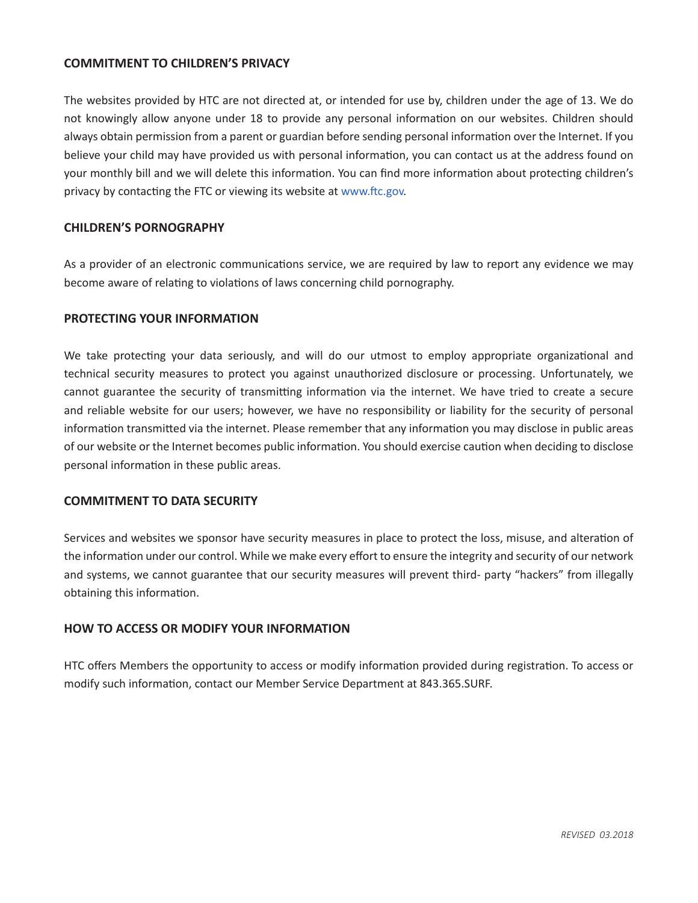## COMMITMENT TO CHILDREN'S PRIVACY

The websites provided by HTC are not directed at, or intended for use by, children under the age of 13. We do not knowingly allow anyone under 18 to provide any personal information on our websites. Children should always obtain permission from a parent or guardian before sending personal information over the Internet. If you believe your child may have provided us with personal information, you can contact us at the address found on your monthly bill and we will delete this information. You can find more information about protecting children's privacy by contacting the FTC or viewing its website at www.ftc.gov.

## CHILDREN'S PORNOGRAPHY

As a provider of an electronic communications service, we are required by law to report any evidence we may become aware of relating to violations of laws concerning child pornography.

## PROTECTING YOUR INFORMATION

We take protecting your data seriously, and will do our utmost to employ appropriate organizational and technical security measures to protect you against unauthorized disclosure or processing. Unfortunately, we cannot guarantee the security of transmitting information via the internet. We have tried to create a secure and reliable website for our users; however, we have no responsibility or liability for the security of personal information transmitted via the internet. Please remember that any information you may disclose in public areas of our website or the Internet becomes public information. You should exercise caution when deciding to disclose personal information in these public areas.

## COMMITMENT TO DATA SECURITY

Services and websites we sponsor have security measures in place to protect the loss, misuse, and alteration of the information under our control. While we make every effort to ensure the integrity and security of our network and systems, we cannot guarantee that our security measures will prevent third- party "hackers" from illegally obtaining this information.

## HOW TO ACCESS OR MODIFY YOUR INFORMATION

HTC offers Members the opportunity to access or modify information provided during registration. To access or modify such information, contact our Member Service Department at 843.365.SURF.

*REVISED 03.2018*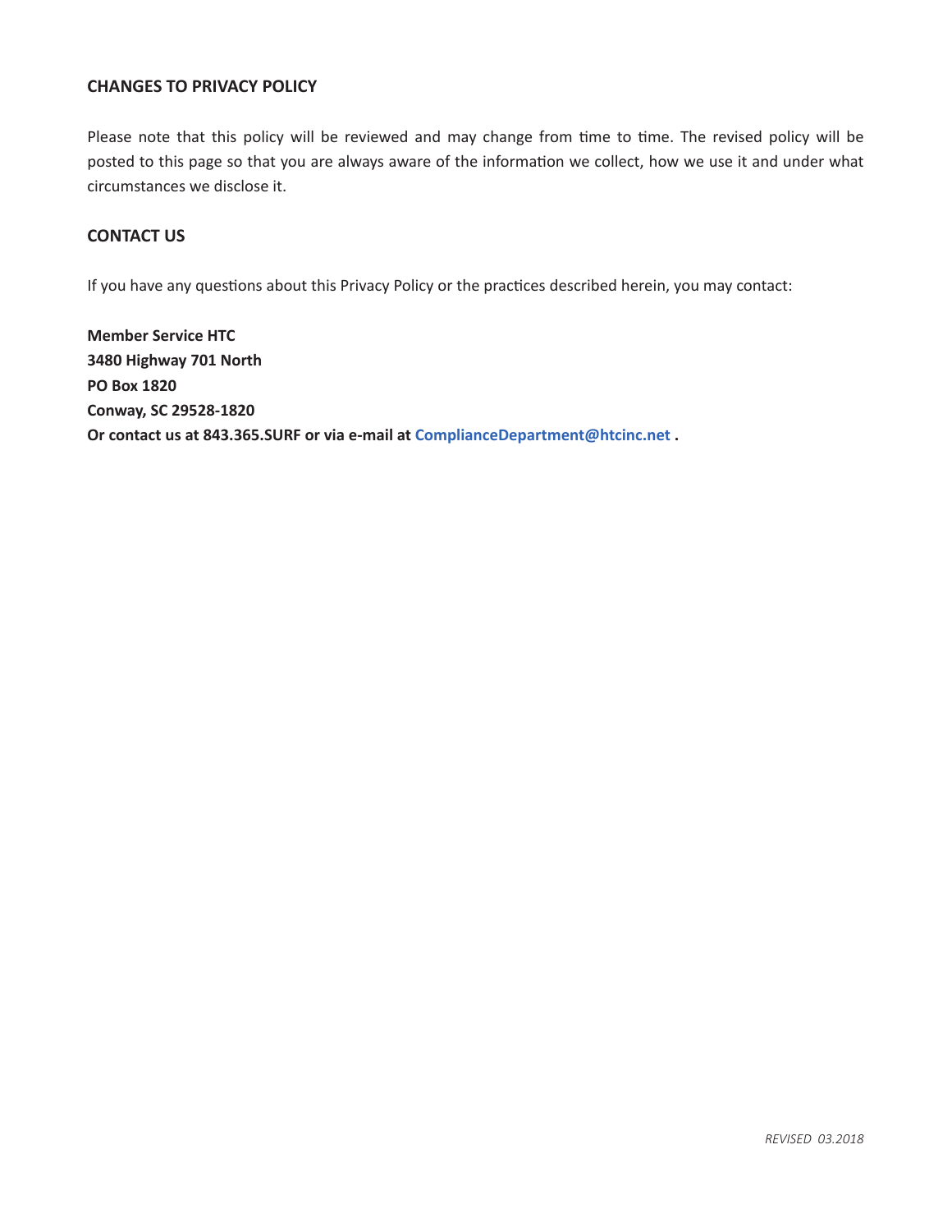## CHANGES TO PRIVACY POLICY

Please note that this policy will be reviewed and may change from time to time. The revised policy will be posted to this page so that you are always aware of the information we collect, how we use it and under what circumstances we disclose it.

## CONTACT US

If you have any questions about this Privacy Policy or the practices described herein, you may contact:

**Member Service HTC**
**3480 Highway 701 North**
**PO Box 1820**
**Conway, SC 29528-1820**
**Or contact us at 843.365.SURF or via e-mail at ComplianceDepartment@htcinc.net .**

*REVISED 03.2018*